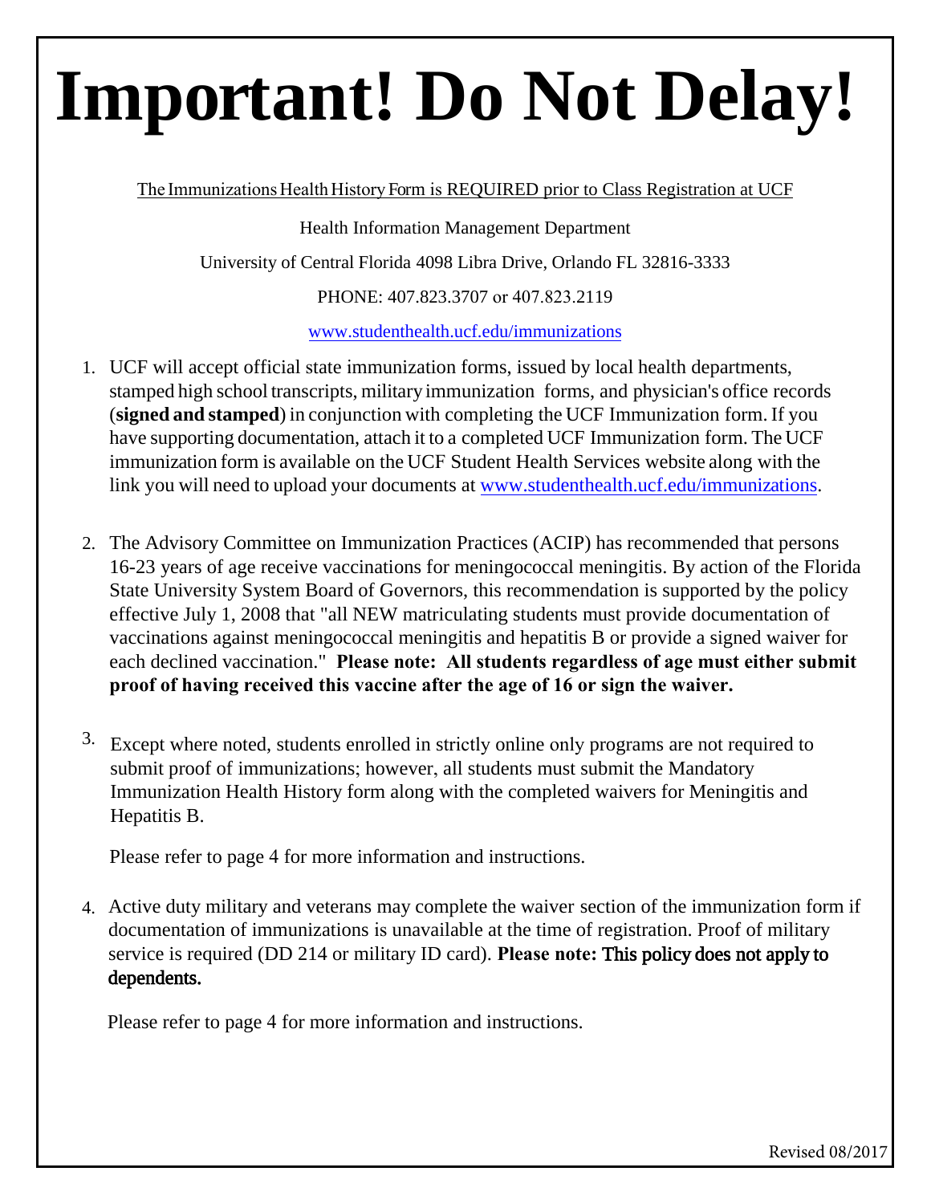# Important! Do Not Delay!

The Immunizations Health History Form is REQUIRED prior to Class Registration at UCF

Health Information Management Department

University of Central Florida 4098 Libra Drive, Orlando FL 32816-3333

PHONE: 407.823.3707 or 407.823.2119

www.studenthealth.ucf.edu/immunizations

1. UCF will accept official state immunization forms, issued by local health departments, stamped high school transcripts, military immunization forms, and physician's office records (**signed and stamped**) in conjunction with completing the UCF Immunization form. If you have supporting documentation, attach it to a completed UCF Immunization form. The UCF immunization form is available on the UCF Student Health Services website along with the link you will need to upload your documents at www.studenthealth.ucf.edu/immunizations.

2. The Advisory Committee on Immunization Practices (ACIP) has recommended that persons 16-23 years of age receive vaccinations for meningococcal meningitis. By action of the Florida State University System Board of Governors, this recommendation is supported by the policy effective July 1, 2008 that "all NEW matriculating students must provide documentation of vaccinations against meningococcal meningitis and hepatitis B or provide a signed waiver for each declined vaccination." **Please note: All students regardless of age must either submit proof of having received this vaccine after the age of 16 or sign the waiver.**

3. Except where noted, students enrolled in strictly online only programs are not required to submit proof of immunizations; however, all students must submit the Mandatory Immunization Health History form along with the completed waivers for Meningitis and Hepatitis B.

   Please refer to page 4 for more information and instructions.

4. Active duty military and veterans may complete the waiver section of the immunization form if documentation of immunizations is unavailable at the time of registration. Proof of military service is required (DD 214 or military ID card). **Please note: This policy does not apply to dependents.**

   Please refer to page 4 for more information and instructions.

Revised 08/2017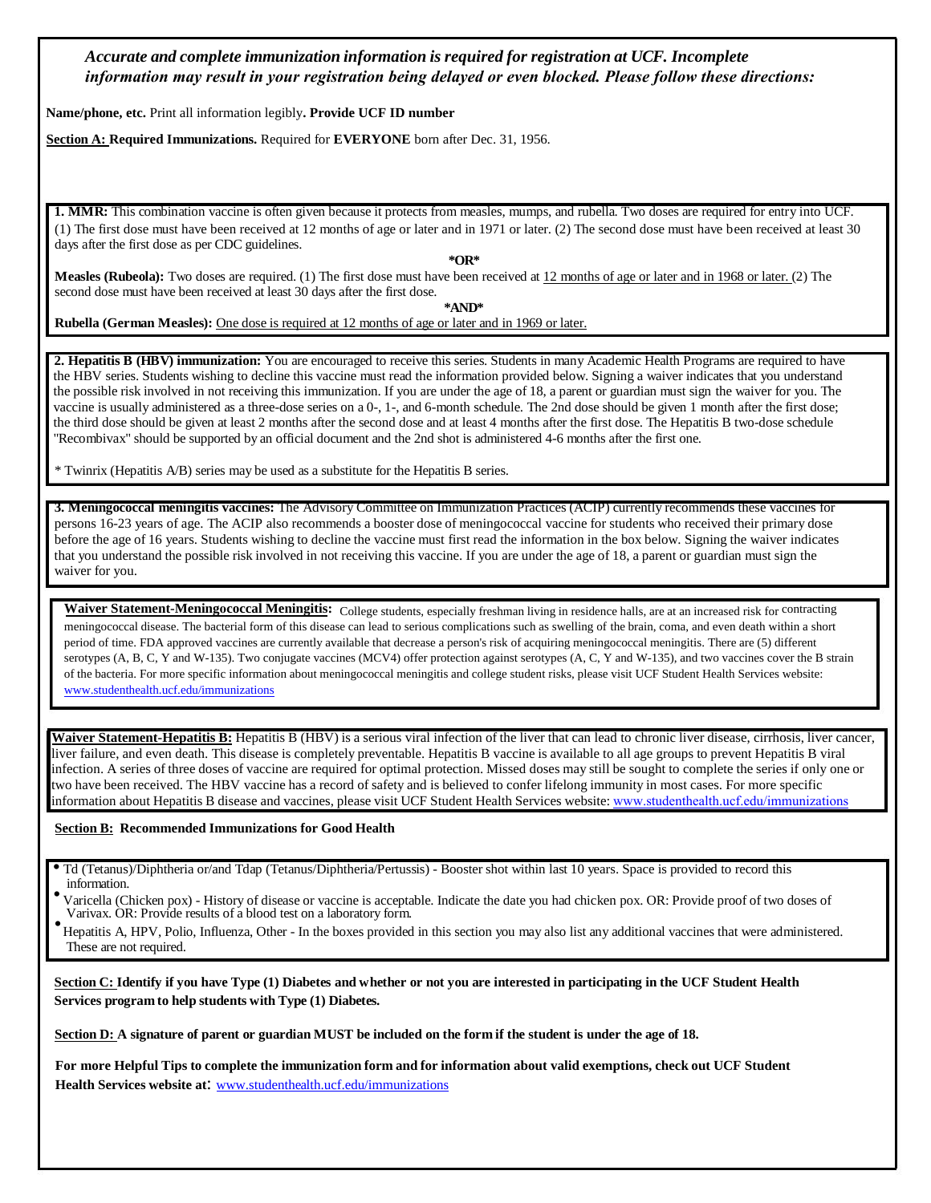***Accurate and complete immunization information is required for registration at UCF. Incomplete information may result in your registration being delayed or even blocked. Please follow these directions:***

**Name/phone, etc.** Print all information legibly**. Provide UCF ID number**

<u>**Section A:**</u> **Required Immunizations.** Required for **EVERYONE** born after Dec. 31, 1956.

**1. MMR:** This combination vaccine is often given because it protects from measles, mumps, and rubella. Two doses are required for entry into UCF. (1) The first dose must have been received at 12 months of age or later and in 1971 or later. (2) The second dose must have been received at least 30 days after the first dose as per CDC guidelines.

**\*OR\***

**Measles (Rubeola):** Two doses are required. (1) The first dose must have been received at <u>12 months of age or later and in 1968 or later.</u> (2) The second dose must have been received at least 30 days after the first dose.

**\*AND\***

**Rubella (German Measles):** <u>One dose is required at 12 months of age or later and in 1969 or later.</u>

**2. Hepatitis B (HBV) immunization:** You are encouraged to receive this series. Students in many Academic Health Programs are required to have the HBV series. Students wishing to decline this vaccine must read the information provided below. Signing a waiver indicates that you understand the possible risk involved in not receiving this immunization. If you are under the age of 18, a parent or guardian must sign the waiver for you. The vaccine is usually administered as a three-dose series on a 0-, 1-, and 6-month schedule. The 2nd dose should be given 1 month after the first dose; the third dose should be given at least 2 months after the second dose and at least 4 months after the first dose. The Hepatitis B two-dose schedule "Recombivax" should be supported by an official document and the 2nd shot is administered 4-6 months after the first one.

\* Twinrix (Hepatitis A/B) series may be used as a substitute for the Hepatitis B series.

**3. Meningococcal meningitis vaccines:** The Advisory Committee on Immunization Practices (ACIP) currently recommends these vaccines for persons 16-23 years of age. The ACIP also recommends a booster dose of meningococcal vaccine for students who received their primary dose before the age of 16 years. Students wishing to decline the vaccine must first read the information in the box below. Signing the waiver indicates that you understand the possible risk involved in not receiving this vaccine. If you are under the age of 18, a parent or guardian must sign the waiver for you.

<u>**Waiver Statement-Meningococcal Meningitis:**</u> College students, especially freshman living in residence halls, are at an increased risk for contracting meningococcal disease. The bacterial form of this disease can lead to serious complications such as swelling of the brain, coma, and even death within a short period of time. FDA approved vaccines are currently available that decrease a person's risk of acquiring meningococcal meningitis. There are (5) different serotypes (A, B, C, Y and W-135). Two conjugate vaccines (MCV4) offer protection against serotypes (A, C, Y and W-135), and two vaccines cover the B strain of the bacteria. For more specific information about meningococcal meningitis and college student risks, please visit UCF Student Health Services website: www.studenthealth.ucf.edu/immunizations

<u>**Waiver Statement-Hepatitis B:**</u> Hepatitis B (HBV) is a serious viral infection of the liver that can lead to chronic liver disease, cirrhosis, liver cancer, liver failure, and even death. This disease is completely preventable. Hepatitis B vaccine is available to all age groups to prevent Hepatitis B viral infection. A series of three doses of vaccine are required for optimal protection. Missed doses may still be sought to complete the series if only one or two have been received. The HBV vaccine has a record of safety and is believed to confer lifelong immunity in most cases. For more specific information about Hepatitis B disease and vaccines, please visit UCF Student Health Services website: www.studenthealth.ucf.edu/immunizations

<u>**Section B:**</u> **Recommended Immunizations for Good Health**

- Td (Tetanus)/Diphtheria or/and Tdap (Tetanus/Diphtheria/Pertussis) - Booster shot within last 10 years. Space is provided to record this information.
- Varicella (Chicken pox) - History of disease or vaccine is acceptable. Indicate the date you had chicken pox. OR: Provide proof of two doses of Varivax. OR: Provide results of a blood test on a laboratory form.
- Hepatitis A, HPV, Polio, Influenza, Other - In the boxes provided in this section you may also list any additional vaccines that were administered. These are not required.

<u>**Section C:**</u> **Identify if you have Type (1) Diabetes and whether or not you are interested in participating in the UCF Student Health Services program to help students with Type (1) Diabetes.**

<u>**Section D:**</u> **A signature of parent or guardian MUST be included on the form if the student is under the age of 18.**

**For more Helpful Tips to complete the immunization form and for information about valid exemptions, check out UCF Student Health Services website at**: www.studenthealth.ucf.edu/immunizations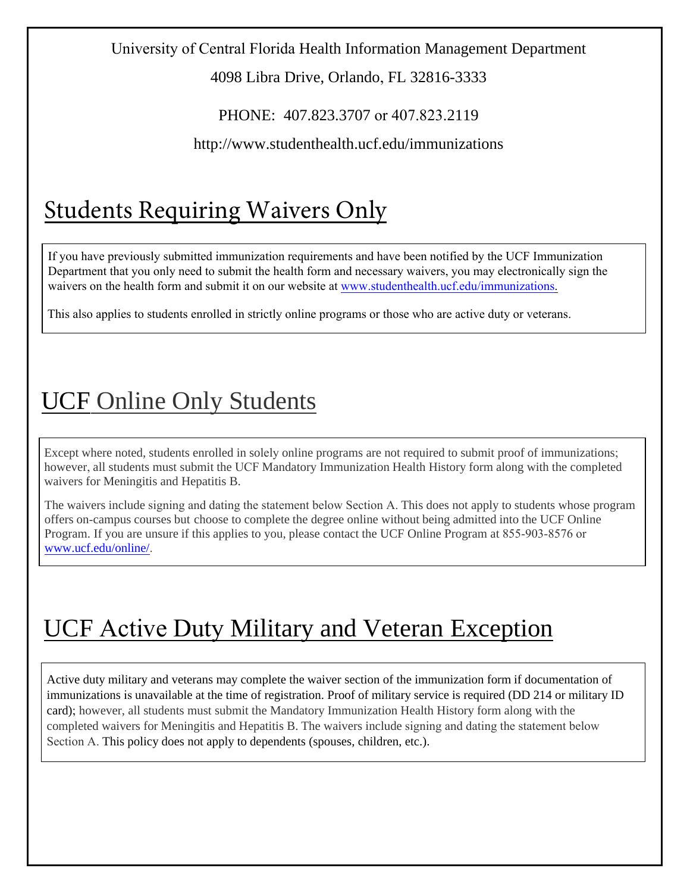University of Central Florida Health Information Management Department

4098 Libra Drive, Orlando, FL 32816-3333

PHONE: 407.823.3707 or 407.823.2119

http://www.studenthealth.ucf.edu/immunizations

## Students Requiring Waivers Only

If you have previously submitted immunization requirements and have been notified by the UCF Immunization Department that you only need to submit the health form and necessary waivers, you may electronically sign the waivers on the health form and submit it on our website at www.studenthealth.ucf.edu/immunizations.

This also applies to students enrolled in strictly online programs or those who are active duty or veterans.

## UCF Online Only Students

Except where noted, students enrolled in solely online programs are not required to submit proof of immunizations; however, all students must submit the UCF Mandatory Immunization Health History form along with the completed waivers for Meningitis and Hepatitis B.

The waivers include signing and dating the statement below Section A. This does not apply to students whose program offers on-campus courses but choose to complete the degree online without being admitted into the UCF Online Program. If you are unsure if this applies to you, please contact the UCF Online Program at 855-903-8576 or www.ucf.edu/online/.

## UCF Active Duty Military and Veteran Exception

Active duty military and veterans may complete the waiver section of the immunization form if documentation of immunizations is unavailable at the time of registration. Proof of military service is required (DD 214 or military ID card); however, all students must submit the Mandatory Immunization Health History form along with the completed waivers for Meningitis and Hepatitis B. The waivers include signing and dating the statement below Section A. This policy does not apply to dependents (spouses, children, etc.).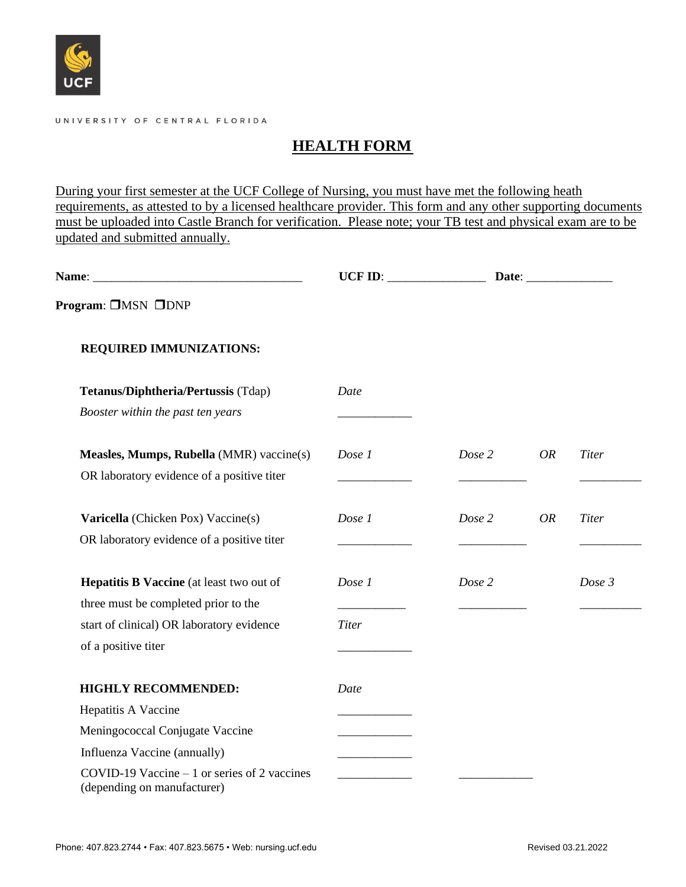UNIVERSITY OF CENTRAL FLORIDA

# HEALTH FORM

During your first semester at the UCF College of Nursing, you must have met the following heath requirements, as attested to by a licensed healthcare provider. This form and any other supporting documents must be uploaded into Castle Branch for verification. Please note; your TB test and physical exam are to be updated and submitted annually.

**Name**: ________________________________ **UCF ID**: _______________ **Date**: _____________

**Program**: ❒MSN ❒DNP

**REQUIRED IMMUNIZATIONS:**

| | | | | |
|---|---|---|---|---|
| **Tetanus/Diphtheria/Pertussis** (Tdap) *Booster within the past ten years* | *Date* ____________ | | | |
| **Measles, Mumps, Rubella** (MMR) vaccine(s) OR laboratory evidence of a positive titer | *Dose 1* ____________ | *Dose 2* ___________ | *OR* | *Titer* __________ |
| **Varicella** (Chicken Pox) Vaccine(s) OR laboratory evidence of a positive titer | *Dose 1* ____________ | *Dose 2* ___________ | *OR* | *Titer* __________ |
| **Hepatitis B Vaccine** (at least two out of three must be completed prior to the start of clinical) OR laboratory evidence of a positive titer | *Dose 1* ___________ | *Dose 2* ___________ | | *Dose 3* __________ |
| | *Titer* ____________ | | | |

**HIGHLY RECOMMENDED:**

| | *Date* | |
|---|---|---|
| Hepatitis A Vaccine | ____________ | |
| Meningococcal Conjugate Vaccine | ____________ | |
| Influenza Vaccine (annually) | ____________ | |
| COVID-19 Vaccine – 1 or series of 2 vaccines (depending on manufacturer) | ____________ | ____________ |

Phone: 407.823.2744 • Fax: 407.823.5675 • Web: nursing.ucf.edu

Revised 03.21.2022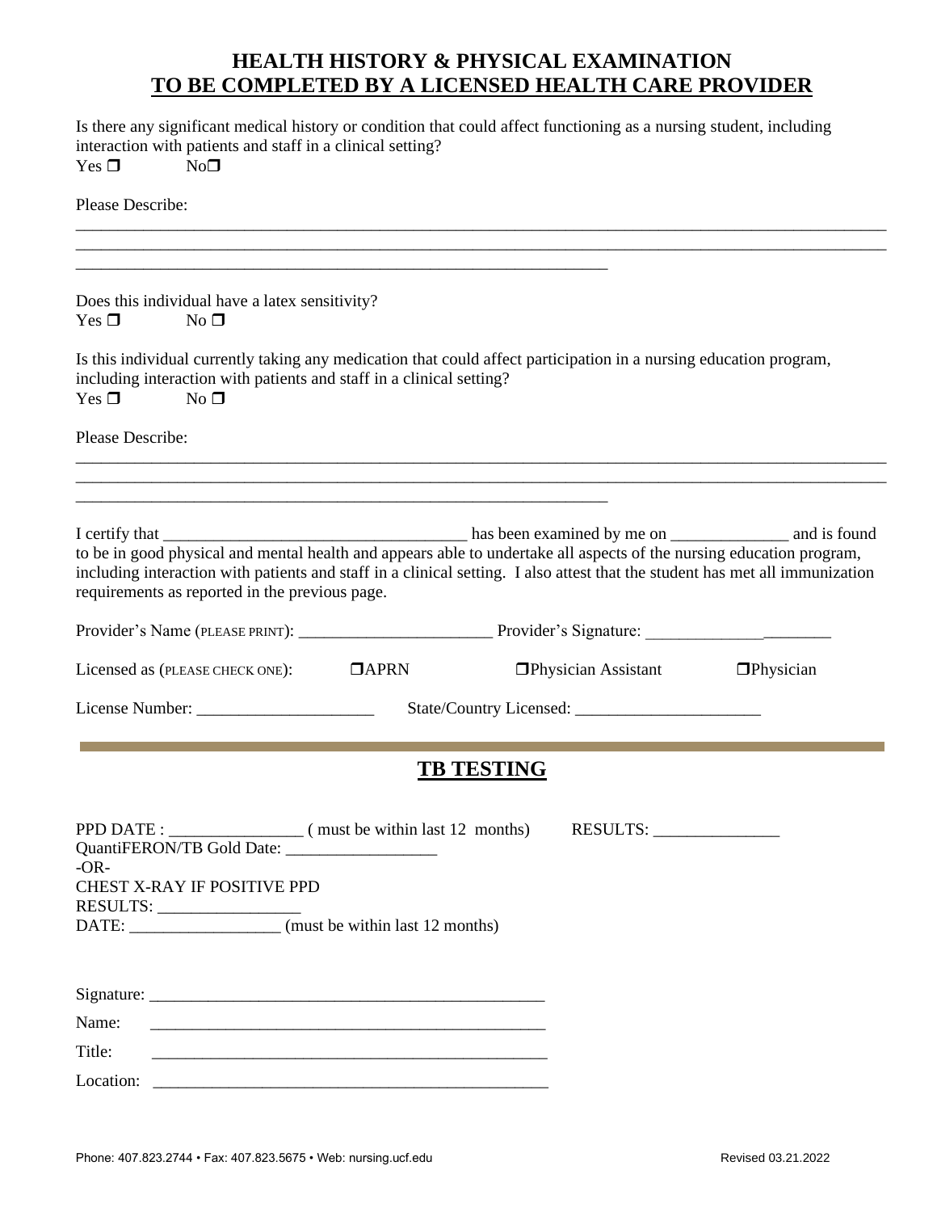# HEALTH HISTORY & PHYSICAL EXAMINATION
## TO BE COMPLETED BY A LICENSED HEALTH CARE PROVIDER

Is there any significant medical history or condition that could affect functioning as a nursing student, including interaction with patients and staff in a clinical setting?
Yes ❐ No❐

Please Describe:
_____________________________________________________________________________________________
_____________________________________________________________________________________________
_____________________________________________________________

Does this individual have a latex sensitivity?
Yes ❐ No ❐

Is this individual currently taking any medication that could affect participation in a nursing education program, including interaction with patients and staff in a clinical setting?
Yes ❐ No ❐

Please Describe:
_____________________________________________________________________________________________
_____________________________________________________________________________________________
_____________________________________________________________

I certify that ___________________________________ has been examined by me on _____________ and is found to be in good physical and mental health and appears able to undertake all aspects of the nursing education program, including interaction with patients and staff in a clinical setting. I also attest that the student has met all immunization requirements as reported in the previous page.

Provider's Name (PLEASE PRINT): _______________________ Provider's Signature: ______________________

Licensed as (PLEASE CHECK ONE): ❐APRN ❐Physician Assistant ❐Physician

License Number: ____________________ State/Country Licensed: _____________________

---

## TB TESTING

PPD DATE : _______________ ( must be within last 12 months) RESULTS: _______________
QuantiFERON/TB Gold Date: _________________
-OR-
CHEST X-RAY IF POSITIVE PPD
RESULTS: ________________
DATE: _________________ (must be within last 12 months)

Signature: ______________________________________________

Name: ______________________________________________

Title: ______________________________________________

Location: ______________________________________________

Phone: 407.823.2744 • Fax: 407.823.5675 • Web: nursing.ucf.edu

Revised 03.21.2022